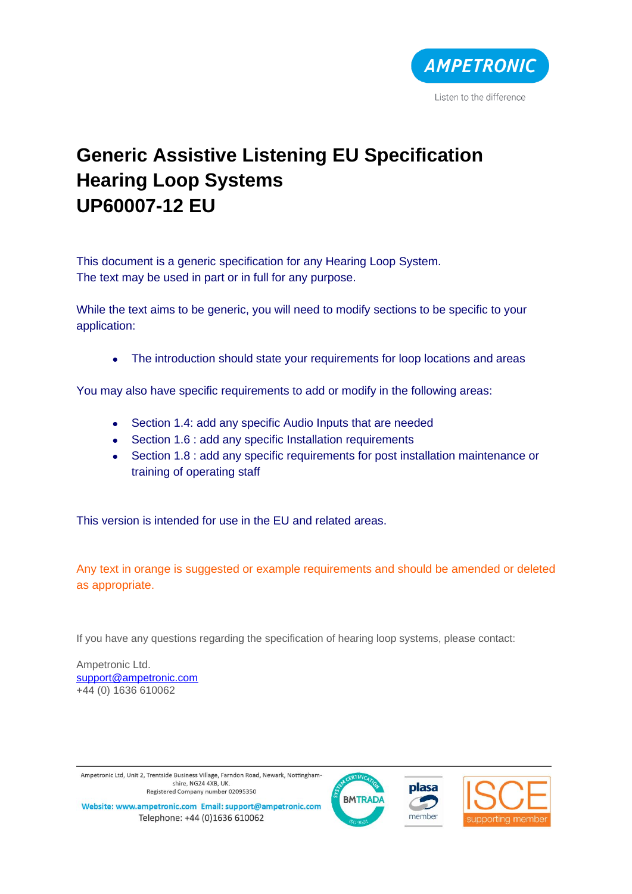# Generic Assistive Listening EU Specification Hearing Loop Systems UP60007-12 EU

This document is a generic specification for any Hearing Loop System.
The text may be used in part or in full for any purpose.

While the text aims to be generic, you will need to modify sections to be specific to your application:

- The introduction should state your requirements for loop locations and areas

You may also have specific requirements to add or modify in the following areas:

- Section 1.4: add any specific Audio Inputs that are needed
- Section 1.6 : add any specific Installation requirements
- Section 1.8 : add any specific requirements for post installation maintenance or training of operating staff

This version is intended for use in the EU and related areas.

Any text in orange is suggested or example requirements and should be amended or deleted as appropriate.

If you have any questions regarding the specification of hearing loop systems, please contact:

Ampetronic Ltd.
support@ampetronic.com
+44 (0) 1636 610062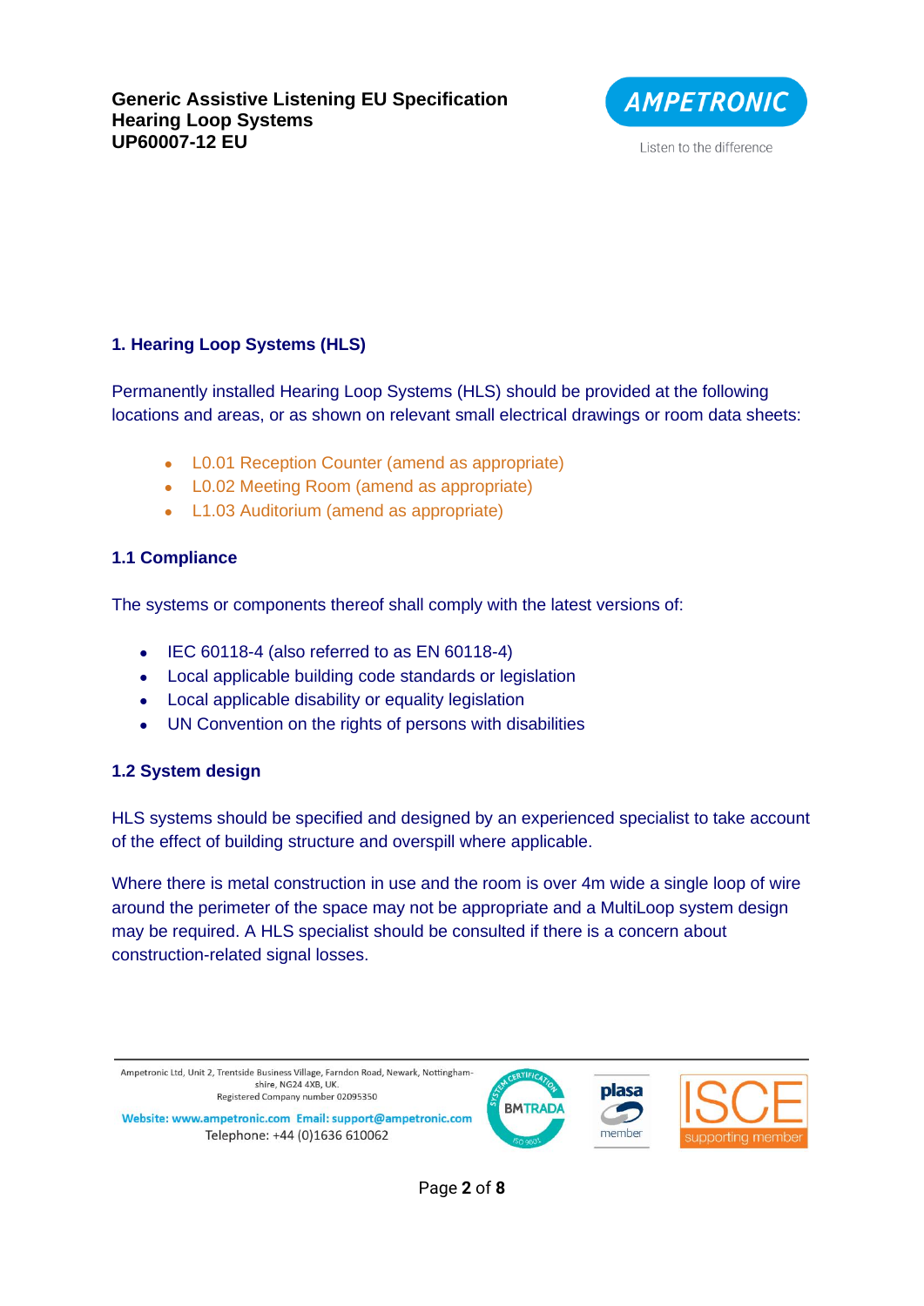## 1. Hearing Loop Systems (HLS)

Permanently installed Hearing Loop Systems (HLS) should be provided at the following locations and areas, or as shown on relevant small electrical drawings or room data sheets:

- L0.01 Reception Counter (amend as appropriate)
- L0.02 Meeting Room (amend as appropriate)
- L1.03 Auditorium (amend as appropriate)

### 1.1 Compliance

The systems or components thereof shall comply with the latest versions of:

- IEC 60118-4 (also referred to as EN 60118-4)
- Local applicable building code standards or legislation
- Local applicable disability or equality legislation
- UN Convention on the rights of persons with disabilities

### 1.2 System design

HLS systems should be specified and designed by an experienced specialist to take account of the effect of building structure and overspill where applicable.

Where there is metal construction in use and the room is over 4m wide a single loop of wire around the perimeter of the space may not be appropriate and a MultiLoop system design may be required. A HLS specialist should be consulted if there is a concern about construction-related signal losses.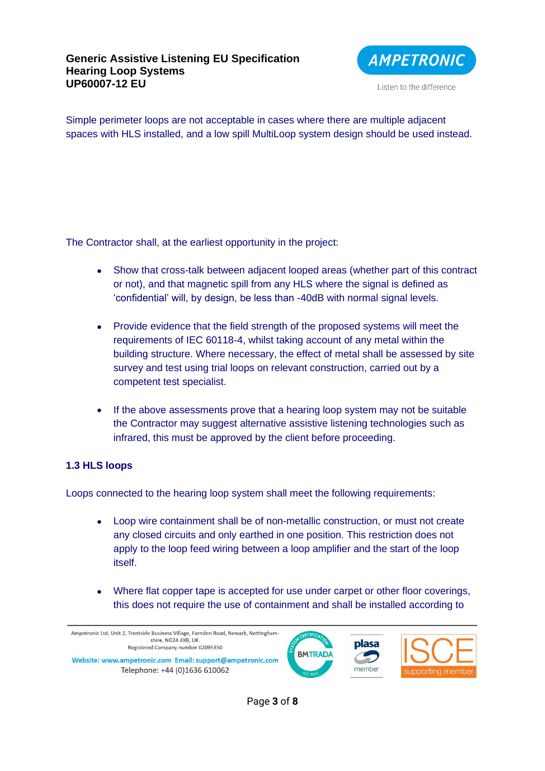Simple perimeter loops are not acceptable in cases where there are multiple adjacent spaces with HLS installed, and a low spill MultiLoop system design should be used instead.

The Contractor shall, at the earliest opportunity in the project:

- Show that cross-talk between adjacent looped areas (whether part of this contract or not), and that magnetic spill from any HLS where the signal is defined as 'confidential' will, by design, be less than -40dB with normal signal levels.

- Provide evidence that the field strength of the proposed systems will meet the requirements of IEC 60118-4, whilst taking account of any metal within the building structure. Where necessary, the effect of metal shall be assessed by site survey and test using trial loops on relevant construction, carried out by a competent test specialist.

- If the above assessments prove that a hearing loop system may not be suitable the Contractor may suggest alternative assistive listening technologies such as infrared, this must be approved by the client before proceeding.

### 1.3 HLS loops

Loops connected to the hearing loop system shall meet the following requirements:

- Loop wire containment shall be of non-metallic construction, or must not create any closed circuits and only earthed in one position. This restriction does not apply to the loop feed wiring between a loop amplifier and the start of the loop itself.

- Where flat copper tape is accepted for use under carpet or other floor coverings, this does not require the use of containment and shall be installed according to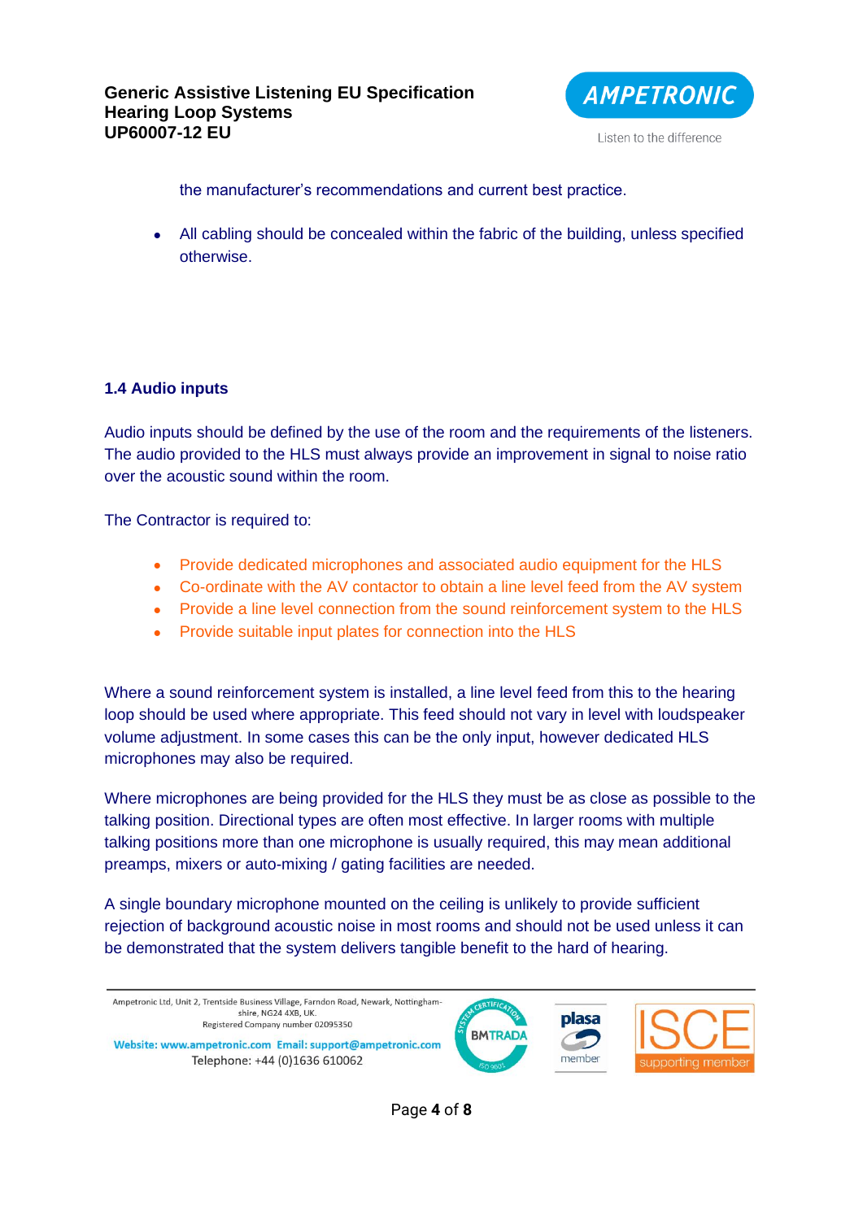the manufacturer's recommendations and current best practice.

- All cabling should be concealed within the fabric of the building, unless specified otherwise.

### 1.4 Audio inputs

Audio inputs should be defined by the use of the room and the requirements of the listeners. The audio provided to the HLS must always provide an improvement in signal to noise ratio over the acoustic sound within the room.

The Contractor is required to:

- Provide dedicated microphones and associated audio equipment for the HLS
- Co-ordinate with the AV contactor to obtain a line level feed from the AV system
- Provide a line level connection from the sound reinforcement system to the HLS
- Provide suitable input plates for connection into the HLS

Where a sound reinforcement system is installed, a line level feed from this to the hearing loop should be used where appropriate. This feed should not vary in level with loudspeaker volume adjustment. In some cases this can be the only input, however dedicated HLS microphones may also be required.

Where microphones are being provided for the HLS they must be as close as possible to the talking position. Directional types are often most effective. In larger rooms with multiple talking positions more than one microphone is usually required, this may mean additional preamps, mixers or auto-mixing / gating facilities are needed.

A single boundary microphone mounted on the ceiling is unlikely to provide sufficient rejection of background acoustic noise in most rooms and should not be used unless it can be demonstrated that the system delivers tangible benefit to the hard of hearing.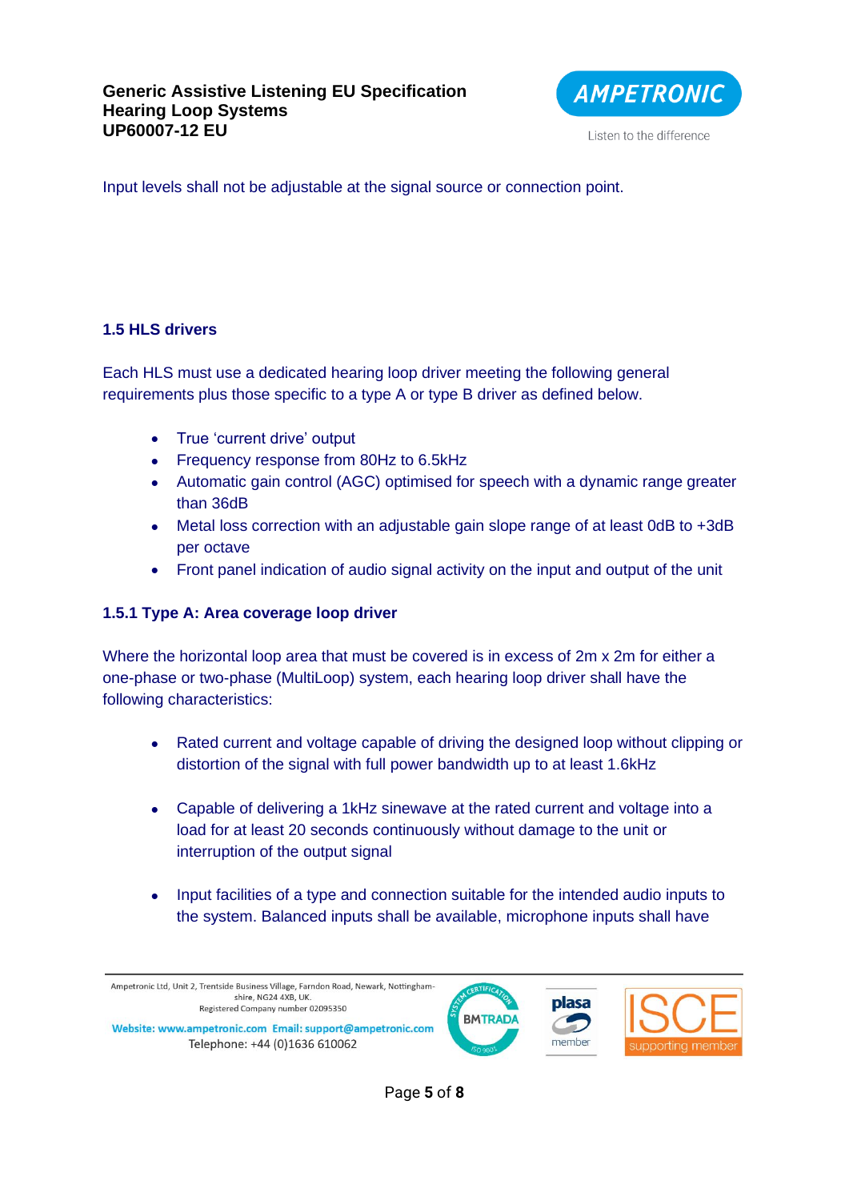Input levels shall not be adjustable at the signal source or connection point.

### 1.5 HLS drivers

Each HLS must use a dedicated hearing loop driver meeting the following general requirements plus those specific to a type A or type B driver as defined below.

- True 'current drive' output
- Frequency response from 80Hz to 6.5kHz
- Automatic gain control (AGC) optimised for speech with a dynamic range greater than 36dB
- Metal loss correction with an adjustable gain slope range of at least 0dB to +3dB per octave
- Front panel indication of audio signal activity on the input and output of the unit

#### 1.5.1 Type A: Area coverage loop driver

Where the horizontal loop area that must be covered is in excess of 2m x 2m for either a one-phase or two-phase (MultiLoop) system, each hearing loop driver shall have the following characteristics:

- Rated current and voltage capable of driving the designed loop without clipping or distortion of the signal with full power bandwidth up to at least 1.6kHz
- Capable of delivering a 1kHz sinewave at the rated current and voltage into a load for at least 20 seconds continuously without damage to the unit or interruption of the output signal
- Input facilities of a type and connection suitable for the intended audio inputs to the system. Balanced inputs shall be available, microphone inputs shall have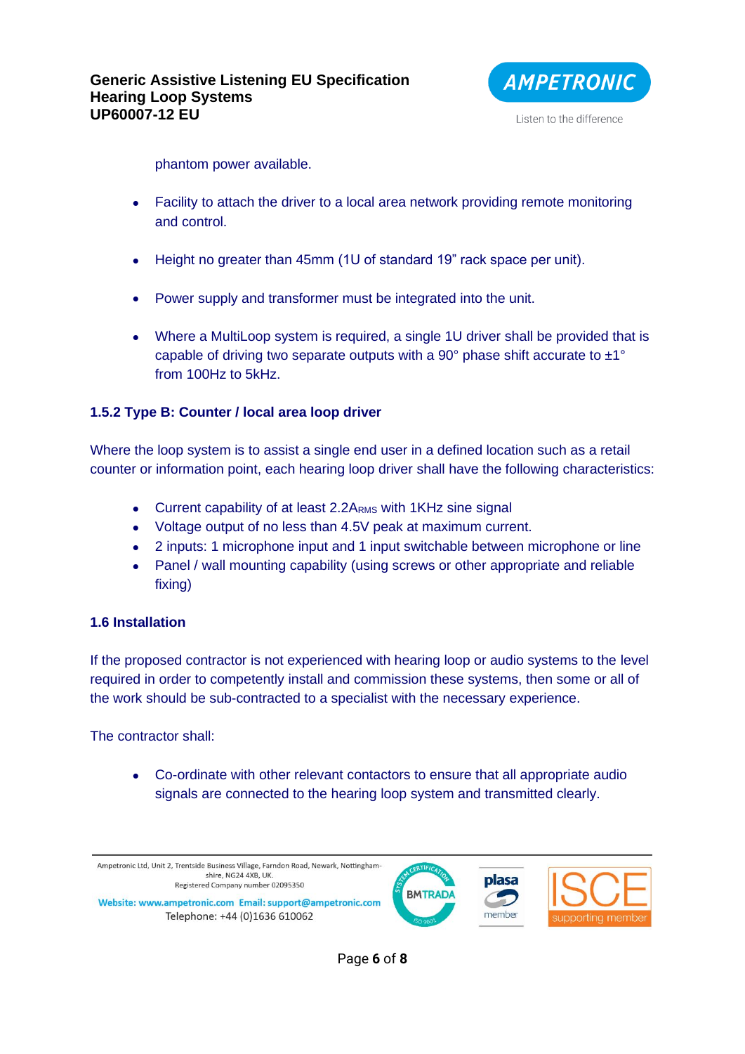phantom power available.

- Facility to attach the driver to a local area network providing remote monitoring and control.

- Height no greater than 45mm (1U of standard 19" rack space per unit).

- Power supply and transformer must be integrated into the unit.

- Where a MultiLoop system is required, a single 1U driver shall be provided that is capable of driving two separate outputs with a 90° phase shift accurate to ±1° from 100Hz to 5kHz.

### 1.5.2 Type B: Counter / local area loop driver

Where the loop system is to assist a single end user in a defined location such as a retail counter or information point, each hearing loop driver shall have the following characteristics:

- Current capability of at least 2.2$A_{RMS}$ with 1KHz sine signal
- Voltage output of no less than 4.5V peak at maximum current.
- 2 inputs: 1 microphone input and 1 input switchable between microphone or line
- Panel / wall mounting capability (using screws or other appropriate and reliable fixing)

### 1.6 Installation

If the proposed contractor is not experienced with hearing loop or audio systems to the level required in order to competently install and commission these systems, then some or all of the work should be sub-contracted to a specialist with the necessary experience.

The contractor shall:

- Co-ordinate with other relevant contactors to ensure that all appropriate audio signals are connected to the hearing loop system and transmitted clearly.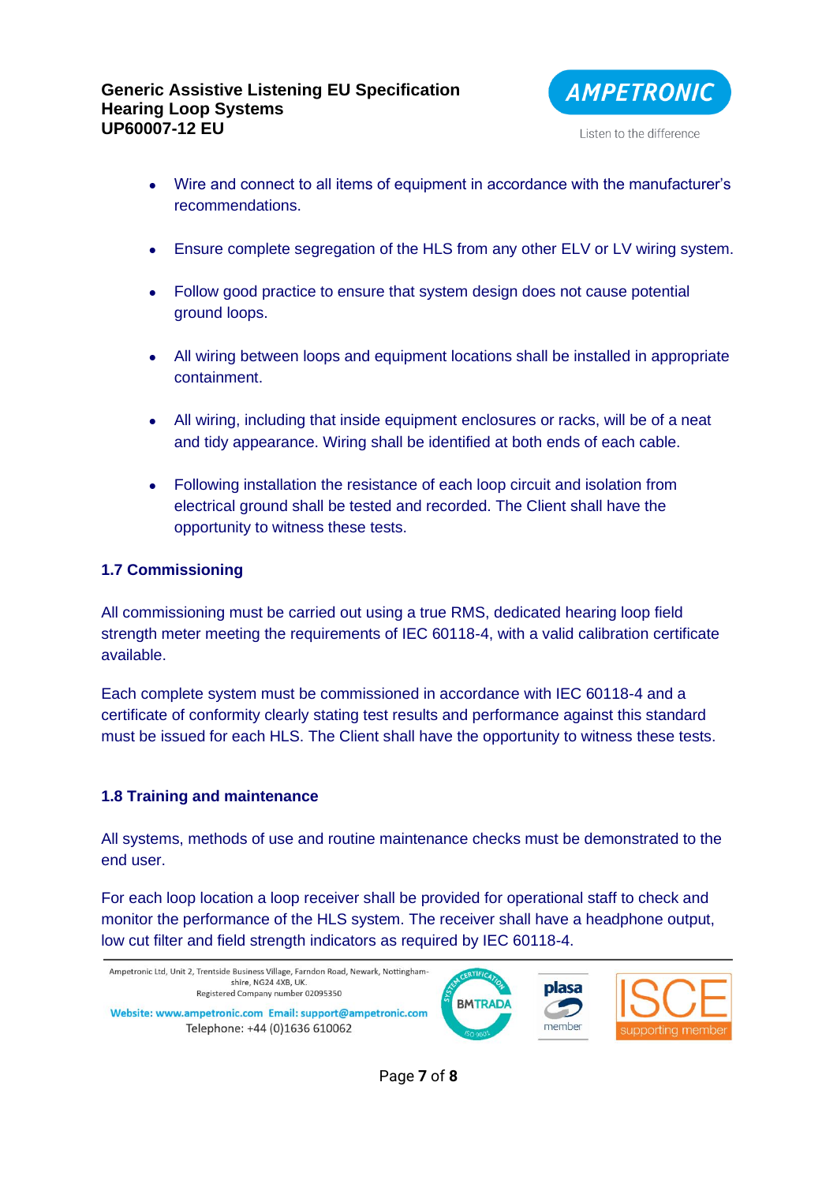- Wire and connect to all items of equipment in accordance with the manufacturer's recommendations.
- Ensure complete segregation of the HLS from any other ELV or LV wiring system.
- Follow good practice to ensure that system design does not cause potential ground loops.
- All wiring between loops and equipment locations shall be installed in appropriate containment.
- All wiring, including that inside equipment enclosures or racks, will be of a neat and tidy appearance. Wiring shall be identified at both ends of each cable.
- Following installation the resistance of each loop circuit and isolation from electrical ground shall be tested and recorded. The Client shall have the opportunity to witness these tests.

### 1.7 Commissioning

All commissioning must be carried out using a true RMS, dedicated hearing loop field strength meter meeting the requirements of IEC 60118-4, with a valid calibration certificate available.

Each complete system must be commissioned in accordance with IEC 60118-4 and a certificate of conformity clearly stating test results and performance against this standard must be issued for each HLS. The Client shall have the opportunity to witness these tests.

### 1.8 Training and maintenance

All systems, methods of use and routine maintenance checks must be demonstrated to the end user.

For each loop location a loop receiver shall be provided for operational staff to check and monitor the performance of the HLS system. The receiver shall have a headphone output, low cut filter and field strength indicators as required by IEC 60118-4.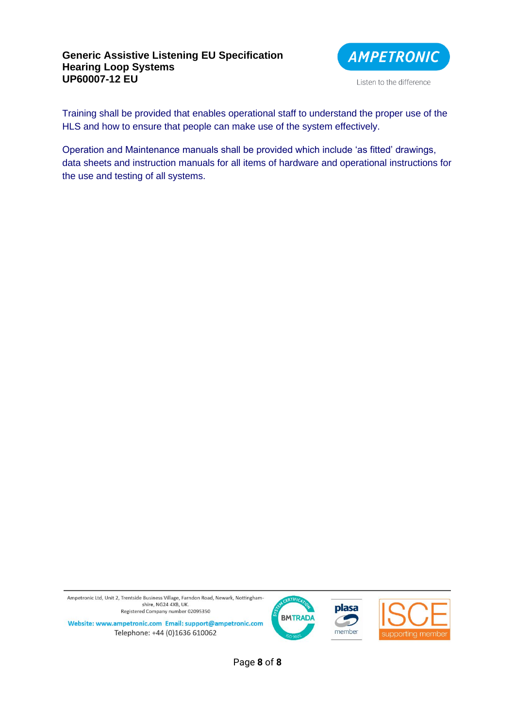Training shall be provided that enables operational staff to understand the proper use of the HLS and how to ensure that people can make use of the system effectively.

Operation and Maintenance manuals shall be provided which include 'as fitted' drawings, data sheets and instruction manuals for all items of hardware and operational instructions for the use and testing of all systems.